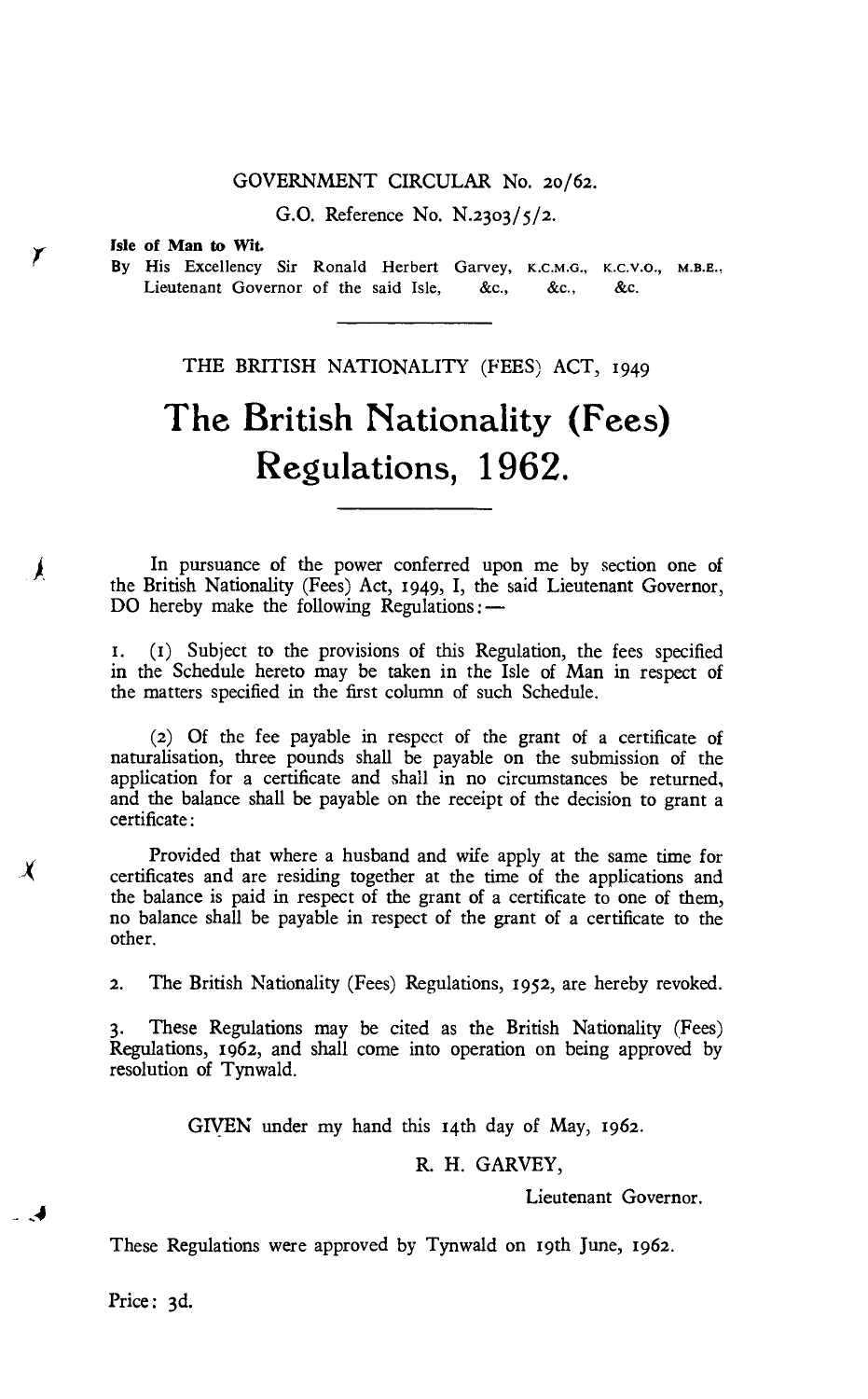GOVERNMENT CIRCULAR No. 20/62.

G.O. Reference No. N.2303/5/2.

**Isle of Man to Wit.**

By His Excellency Sir Ronald Herbert Garvey, K.C.M.G., K.C.V.O., M.B.E., Lieutenant Governor of the said Isle, &c., &c., &c.

---

THE BRITISH NATIONALITY (FEES) ACT, 1949

# The British Nationality (Fees) Regulations, 1962.

---

In pursuance of the power conferred upon me by section one of the British Nationality (Fees) Act, 1949, I, the said Lieutenant Governor, DO hereby make the following Regulations:—

1. (1) Subject to the provisions of this Regulation, the fees specified in the Schedule hereto may be taken in the Isle of Man in respect of the matters specified in the first column of such Schedule.

(2) Of the fee payable in respect of the grant of a certificate of naturalisation, three pounds shall be payable on the submission of the application for a certificate and shall in no circumstances be returned, and the balance shall be payable on the receipt of the decision to grant a certificate:

Provided that where a husband and wife apply at the same time for certificates and are residing together at the time of the applications and the balance is paid in respect of the grant of a certificate to one of them, no balance shall be payable in respect of the grant of a certificate to the other.

2. The British Nationality (Fees) Regulations, 1952, are hereby revoked.

3. These Regulations may be cited as the British Nationality (Fees) Regulations, 1962, and shall come into operation on being approved by resolution of Tynwald.

GIVEN under my hand this 14th day of May, 1962.

R. H. GARVEY,

Lieutenant Governor.

These Regulations were approved by Tynwald on 19th June, 1962.

Price: 3d.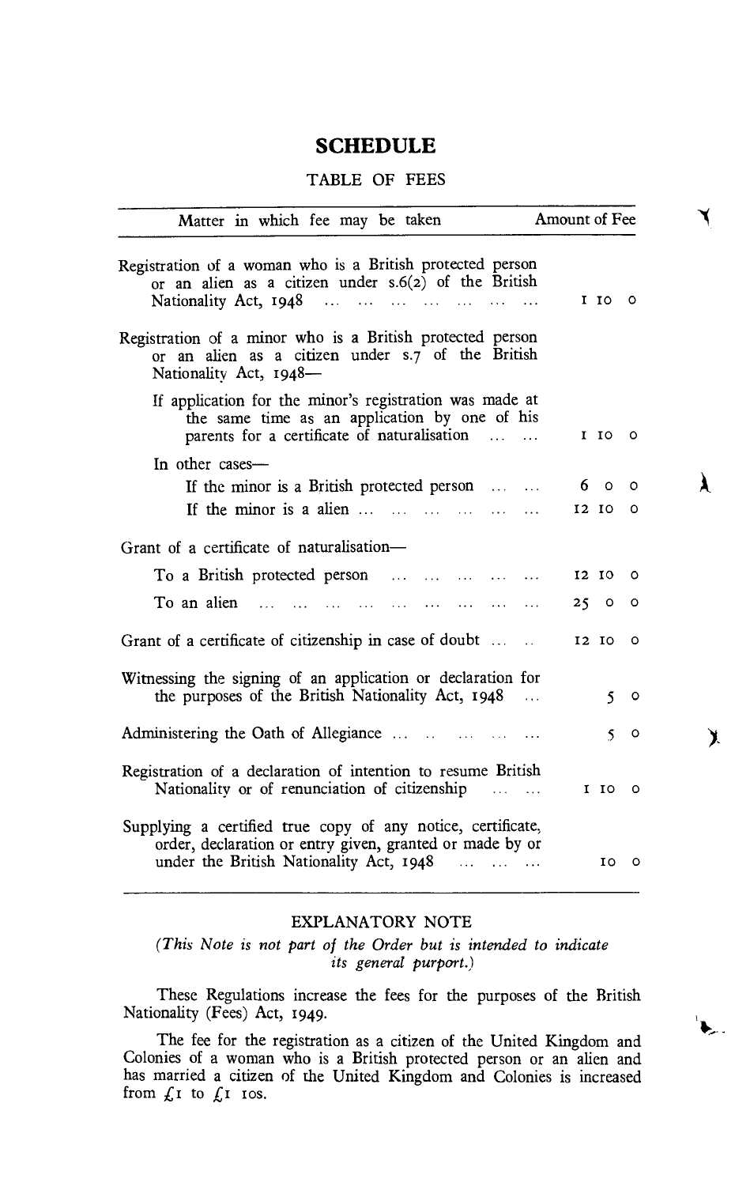# SCHEDULE

TABLE OF FEES

| Matter in which fee may be taken | Amount of Fee |
|---|---|
| Registration of a woman who is a British protected person or an alien as a citizen under s.6(2) of the British Nationality Act, 1948 | 1 10 0 |
| Registration of a minor who is a British protected person or an alien as a citizen under s.7 of the British Nationality Act, 1948— | |
| If application for the minor's registration was made at the same time as an application by one of his parents for a certificate of naturalisation | 1 10 0 |
| In other cases— | |
| If the minor is a British protected person | 6 0 0 |
| If the minor is a alien | 12 10 0 |
| Grant of a certificate of naturalisation— | |
| To a British protected person | 12 10 0 |
| To an alien | 25 0 0 |
| Grant of a certificate of citizenship in case of doubt | 12 10 0 |
| Witnessing the signing of an application or declaration for the purposes of the British Nationality Act, 1948 | 5 0 |
| Administering the Oath of Allegiance | 5 0 |
| Registration of a declaration of intention to resume British Nationality or of renunciation of citizenship | 1 10 0 |
| Supplying a certified true copy of any notice, certificate, order, declaration or entry given, granted or made by or under the British Nationality Act, 1948 | 10 0 |

## EXPLANATORY NOTE

*(This Note is not part of the Order but is intended to indicate its general purport.)*

These Regulations increase the fees for the purposes of the British Nationality (Fees) Act, 1949.

The fee for the registration as a citizen of the United Kingdom and Colonies of a woman who is a British protected person or an alien and has married a citizen of the United Kingdom and Colonies is increased from £1 to £1 10s.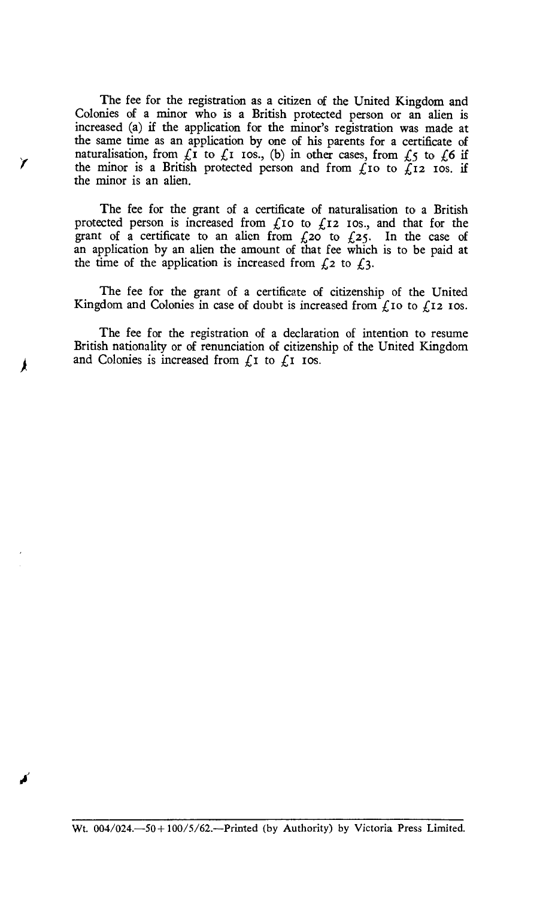The fee for the registration as a citizen of the United Kingdom and Colonies of a minor who is a British protected person or an alien is increased (a) if the application for the minor's registration was made at the same time as an application by one of his parents for a certificate of naturalisation, from £1 to £1 10s., (b) in other cases, from £5 to £6 if the minor is a British protected person and from £10 to £12 10s. if the minor is an alien.

The fee for the grant of a certificate of naturalisation to a British protected person is increased from £10 to £12 10s., and that for the grant of a certificate to an alien from £20 to £25. In the case of an application by an alien the amount of that fee which is to be paid at the time of the application is increased from £2 to £3.

The fee for the grant of a certificate of citizenship of the United Kingdom and Colonies in case of doubt is increased from £10 to £12 10s.

The fee for the registration of a declaration of intention to resume British nationality or of renunciation of citizenship of the United Kingdom and Colonies is increased from £1 to £1 10s.

Wt. 004/024.—50 + 100/5/62.—Printed (by Authority) by Victoria Press Limited.